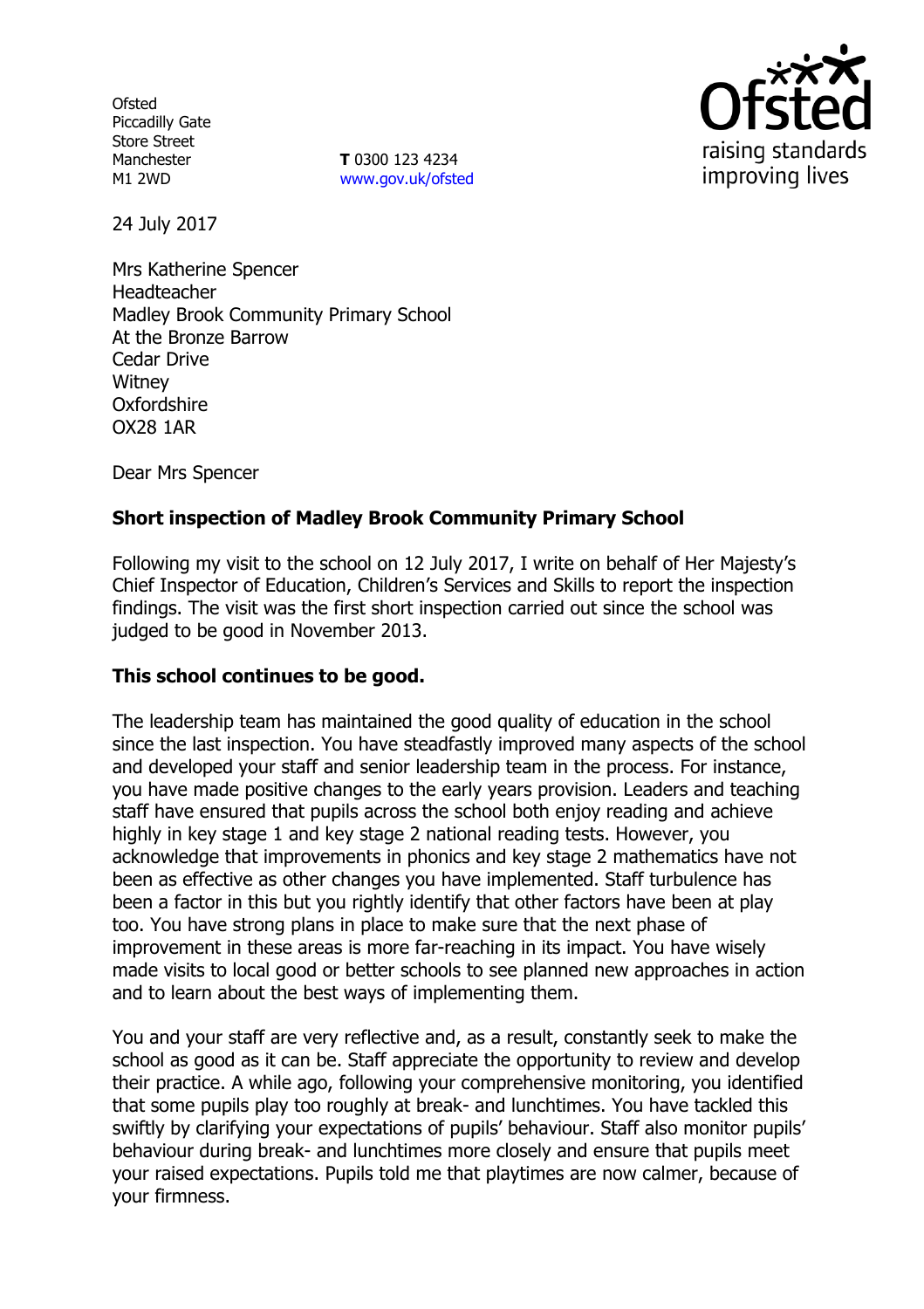Ofsted
Piccadilly Gate
Store Street
Manchester
M1 2WD

**T** 0300 123 4234
www.gov.uk/ofsted

raising standards
improving lives

24 July 2017

Mrs Katherine Spencer
Headteacher
Madley Brook Community Primary School
At the Bronze Barrow
Cedar Drive
Witney
Oxfordshire
OX28 1AR

Dear Mrs Spencer

**Short inspection of Madley Brook Community Primary School**

Following my visit to the school on 12 July 2017, I write on behalf of Her Majesty's Chief Inspector of Education, Children's Services and Skills to report the inspection findings. The visit was the first short inspection carried out since the school was judged to be good in November 2013.

**This school continues to be good.**

The leadership team has maintained the good quality of education in the school since the last inspection. You have steadfastly improved many aspects of the school and developed your staff and senior leadership team in the process. For instance, you have made positive changes to the early years provision. Leaders and teaching staff have ensured that pupils across the school both enjoy reading and achieve highly in key stage 1 and key stage 2 national reading tests. However, you acknowledge that improvements in phonics and key stage 2 mathematics have not been as effective as other changes you have implemented. Staff turbulence has been a factor in this but you rightly identify that other factors have been at play too. You have strong plans in place to make sure that the next phase of improvement in these areas is more far-reaching in its impact. You have wisely made visits to local good or better schools to see planned new approaches in action and to learn about the best ways of implementing them.

You and your staff are very reflective and, as a result, constantly seek to make the school as good as it can be. Staff appreciate the opportunity to review and develop their practice. A while ago, following your comprehensive monitoring, you identified that some pupils play too roughly at break- and lunchtimes. You have tackled this swiftly by clarifying your expectations of pupils' behaviour. Staff also monitor pupils' behaviour during break- and lunchtimes more closely and ensure that pupils meet your raised expectations. Pupils told me that playtimes are now calmer, because of your firmness.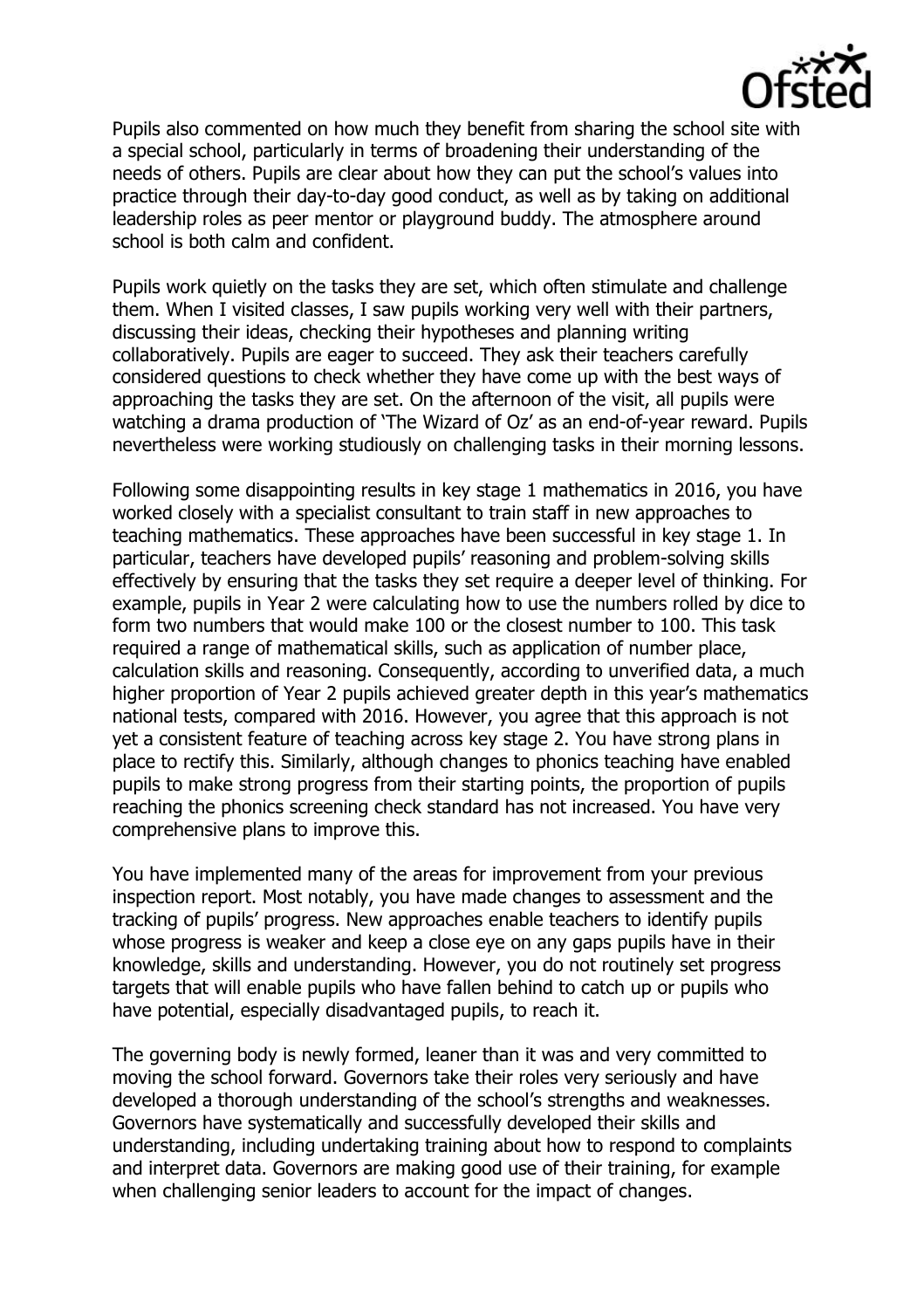Pupils also commented on how much they benefit from sharing the school site with a special school, particularly in terms of broadening their understanding of the needs of others. Pupils are clear about how they can put the school's values into practice through their day-to-day good conduct, as well as by taking on additional leadership roles as peer mentor or playground buddy. The atmosphere around school is both calm and confident.

Pupils work quietly on the tasks they are set, which often stimulate and challenge them. When I visited classes, I saw pupils working very well with their partners, discussing their ideas, checking their hypotheses and planning writing collaboratively. Pupils are eager to succeed. They ask their teachers carefully considered questions to check whether they have come up with the best ways of approaching the tasks they are set. On the afternoon of the visit, all pupils were watching a drama production of 'The Wizard of Oz' as an end-of-year reward. Pupils nevertheless were working studiously on challenging tasks in their morning lessons.

Following some disappointing results in key stage 1 mathematics in 2016, you have worked closely with a specialist consultant to train staff in new approaches to teaching mathematics. These approaches have been successful in key stage 1. In particular, teachers have developed pupils' reasoning and problem-solving skills effectively by ensuring that the tasks they set require a deeper level of thinking. For example, pupils in Year 2 were calculating how to use the numbers rolled by dice to form two numbers that would make 100 or the closest number to 100. This task required a range of mathematical skills, such as application of number place, calculation skills and reasoning. Consequently, according to unverified data, a much higher proportion of Year 2 pupils achieved greater depth in this year's mathematics national tests, compared with 2016. However, you agree that this approach is not yet a consistent feature of teaching across key stage 2. You have strong plans in place to rectify this. Similarly, although changes to phonics teaching have enabled pupils to make strong progress from their starting points, the proportion of pupils reaching the phonics screening check standard has not increased. You have very comprehensive plans to improve this.

You have implemented many of the areas for improvement from your previous inspection report. Most notably, you have made changes to assessment and the tracking of pupils' progress. New approaches enable teachers to identify pupils whose progress is weaker and keep a close eye on any gaps pupils have in their knowledge, skills and understanding. However, you do not routinely set progress targets that will enable pupils who have fallen behind to catch up or pupils who have potential, especially disadvantaged pupils, to reach it.

The governing body is newly formed, leaner than it was and very committed to moving the school forward. Governors take their roles very seriously and have developed a thorough understanding of the school's strengths and weaknesses. Governors have systematically and successfully developed their skills and understanding, including undertaking training about how to respond to complaints and interpret data. Governors are making good use of their training, for example when challenging senior leaders to account for the impact of changes.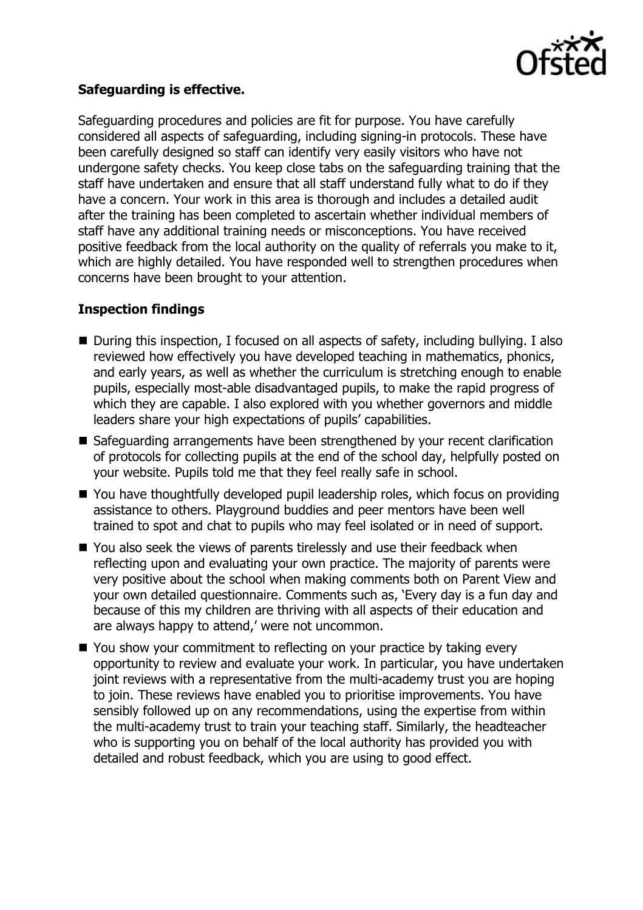**Safeguarding is effective.**

Safeguarding procedures and policies are fit for purpose. You have carefully considered all aspects of safeguarding, including signing-in protocols. These have been carefully designed so staff can identify very easily visitors who have not undergone safety checks. You keep close tabs on the safeguarding training that the staff have undertaken and ensure that all staff understand fully what to do if they have a concern. Your work in this area is thorough and includes a detailed audit after the training has been completed to ascertain whether individual members of staff have any additional training needs or misconceptions. You have received positive feedback from the local authority on the quality of referrals you make to it, which are highly detailed. You have responded well to strengthen procedures when concerns have been brought to your attention.

**Inspection findings**

- During this inspection, I focused on all aspects of safety, including bullying. I also reviewed how effectively you have developed teaching in mathematics, phonics, and early years, as well as whether the curriculum is stretching enough to enable pupils, especially most-able disadvantaged pupils, to make the rapid progress of which they are capable. I also explored with you whether governors and middle leaders share your high expectations of pupils' capabilities.
- Safeguarding arrangements have been strengthened by your recent clarification of protocols for collecting pupils at the end of the school day, helpfully posted on your website. Pupils told me that they feel really safe in school.
- You have thoughtfully developed pupil leadership roles, which focus on providing assistance to others. Playground buddies and peer mentors have been well trained to spot and chat to pupils who may feel isolated or in need of support.
- You also seek the views of parents tirelessly and use their feedback when reflecting upon and evaluating your own practice. The majority of parents were very positive about the school when making comments both on Parent View and your own detailed questionnaire. Comments such as, 'Every day is a fun day and because of this my children are thriving with all aspects of their education and are always happy to attend,' were not uncommon.
- You show your commitment to reflecting on your practice by taking every opportunity to review and evaluate your work. In particular, you have undertaken joint reviews with a representative from the multi-academy trust you are hoping to join. These reviews have enabled you to prioritise improvements. You have sensibly followed up on any recommendations, using the expertise from within the multi-academy trust to train your teaching staff. Similarly, the headteacher who is supporting you on behalf of the local authority has provided you with detailed and robust feedback, which you are using to good effect.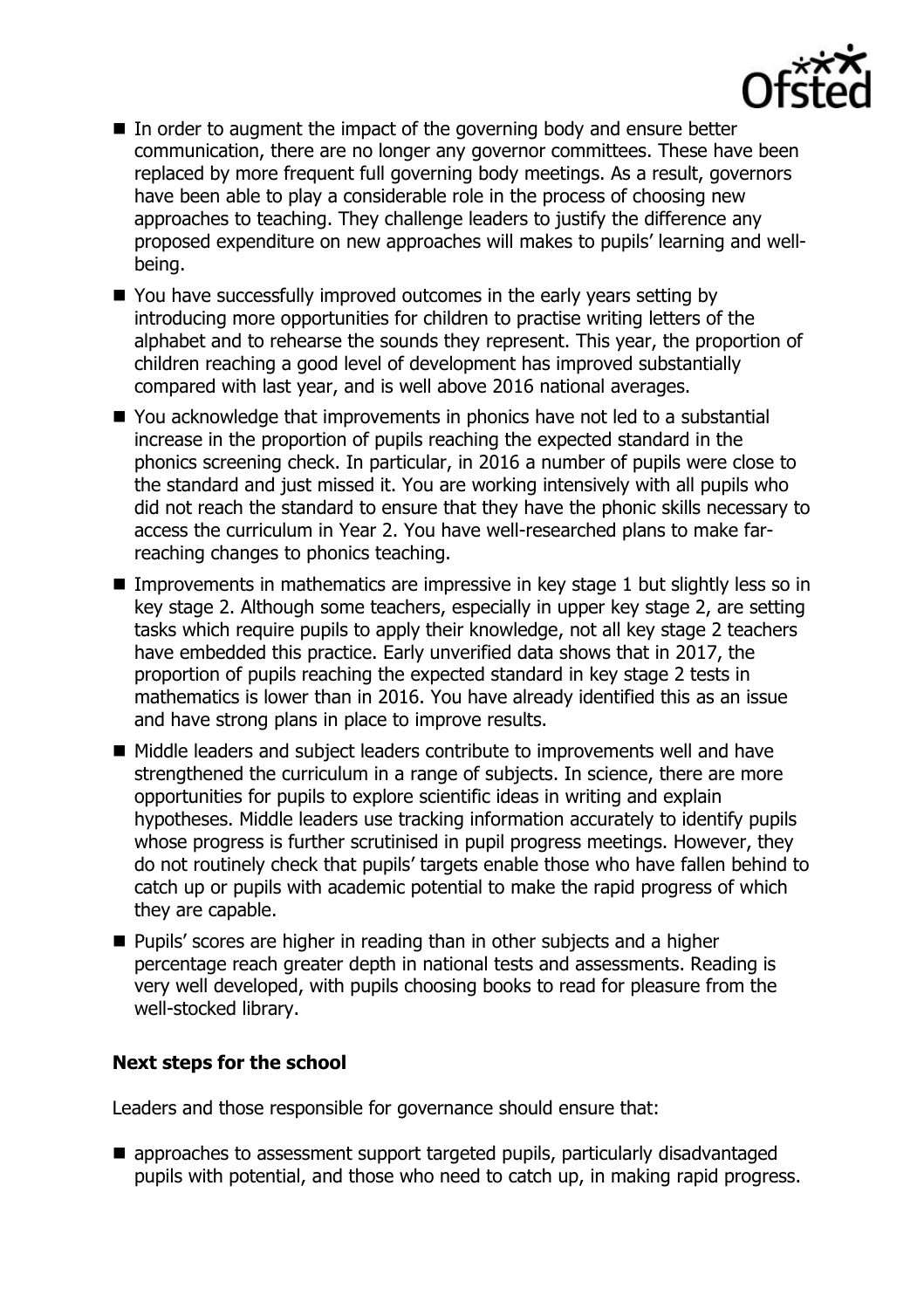- In order to augment the impact of the governing body and ensure better communication, there are no longer any governor committees. These have been replaced by more frequent full governing body meetings. As a result, governors have been able to play a considerable role in the process of choosing new approaches to teaching. They challenge leaders to justify the difference any proposed expenditure on new approaches will makes to pupils' learning and well-being.
- You have successfully improved outcomes in the early years setting by introducing more opportunities for children to practise writing letters of the alphabet and to rehearse the sounds they represent. This year, the proportion of children reaching a good level of development has improved substantially compared with last year, and is well above 2016 national averages.
- You acknowledge that improvements in phonics have not led to a substantial increase in the proportion of pupils reaching the expected standard in the phonics screening check. In particular, in 2016 a number of pupils were close to the standard and just missed it. You are working intensively with all pupils who did not reach the standard to ensure that they have the phonic skills necessary to access the curriculum in Year 2. You have well-researched plans to make far-reaching changes to phonics teaching.
- Improvements in mathematics are impressive in key stage 1 but slightly less so in key stage 2. Although some teachers, especially in upper key stage 2, are setting tasks which require pupils to apply their knowledge, not all key stage 2 teachers have embedded this practice. Early unverified data shows that in 2017, the proportion of pupils reaching the expected standard in key stage 2 tests in mathematics is lower than in 2016. You have already identified this as an issue and have strong plans in place to improve results.
- Middle leaders and subject leaders contribute to improvements well and have strengthened the curriculum in a range of subjects. In science, there are more opportunities for pupils to explore scientific ideas in writing and explain hypotheses. Middle leaders use tracking information accurately to identify pupils whose progress is further scrutinised in pupil progress meetings. However, they do not routinely check that pupils' targets enable those who have fallen behind to catch up or pupils with academic potential to make the rapid progress of which they are capable.
- Pupils' scores are higher in reading than in other subjects and a higher percentage reach greater depth in national tests and assessments. Reading is very well developed, with pupils choosing books to read for pleasure from the well-stocked library.

## Next steps for the school

Leaders and those responsible for governance should ensure that:

- approaches to assessment support targeted pupils, particularly disadvantaged pupils with potential, and those who need to catch up, in making rapid progress.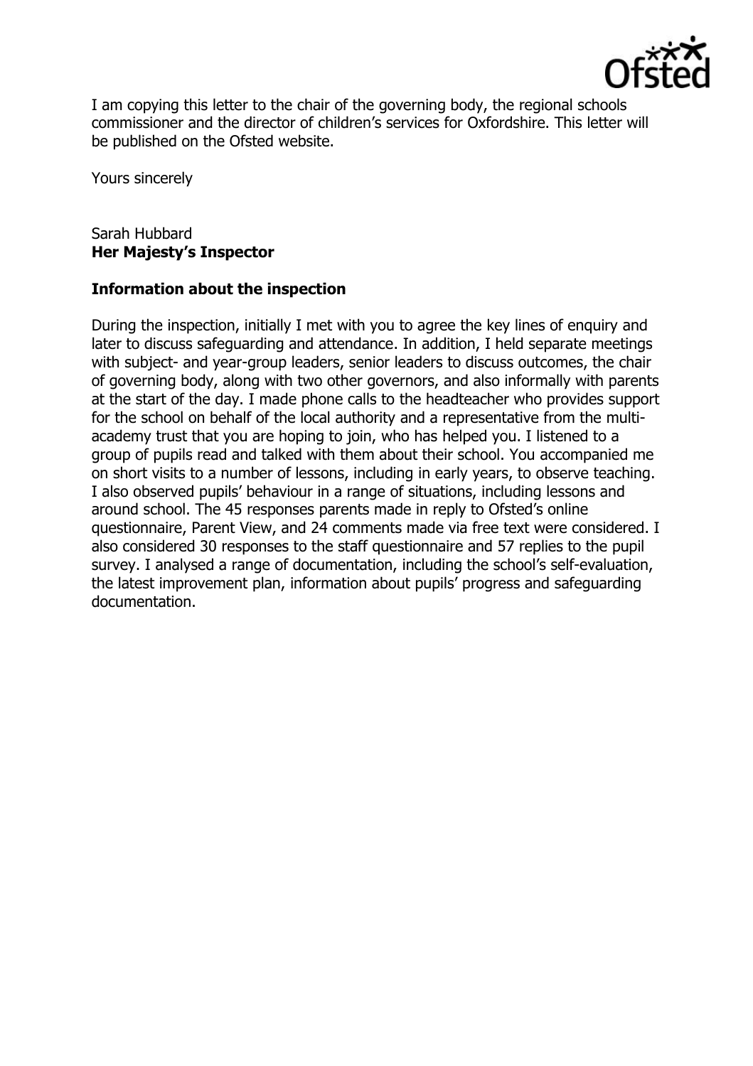I am copying this letter to the chair of the governing body, the regional schools commissioner and the director of children's services for Oxfordshire. This letter will be published on the Ofsted website.

Yours sincerely

Sarah Hubbard
**Her Majesty's Inspector**

## Information about the inspection

During the inspection, initially I met with you to agree the key lines of enquiry and later to discuss safeguarding and attendance. In addition, I held separate meetings with subject- and year-group leaders, senior leaders to discuss outcomes, the chair of governing body, along with two other governors, and also informally with parents at the start of the day. I made phone calls to the headteacher who provides support for the school on behalf of the local authority and a representative from the multi-academy trust that you are hoping to join, who has helped you. I listened to a group of pupils read and talked with them about their school. You accompanied me on short visits to a number of lessons, including in early years, to observe teaching. I also observed pupils' behaviour in a range of situations, including lessons and around school. The 45 responses parents made in reply to Ofsted's online questionnaire, Parent View, and 24 comments made via free text were considered. I also considered 30 responses to the staff questionnaire and 57 replies to the pupil survey. I analysed a range of documentation, including the school's self-evaluation, the latest improvement plan, information about pupils' progress and safeguarding documentation.